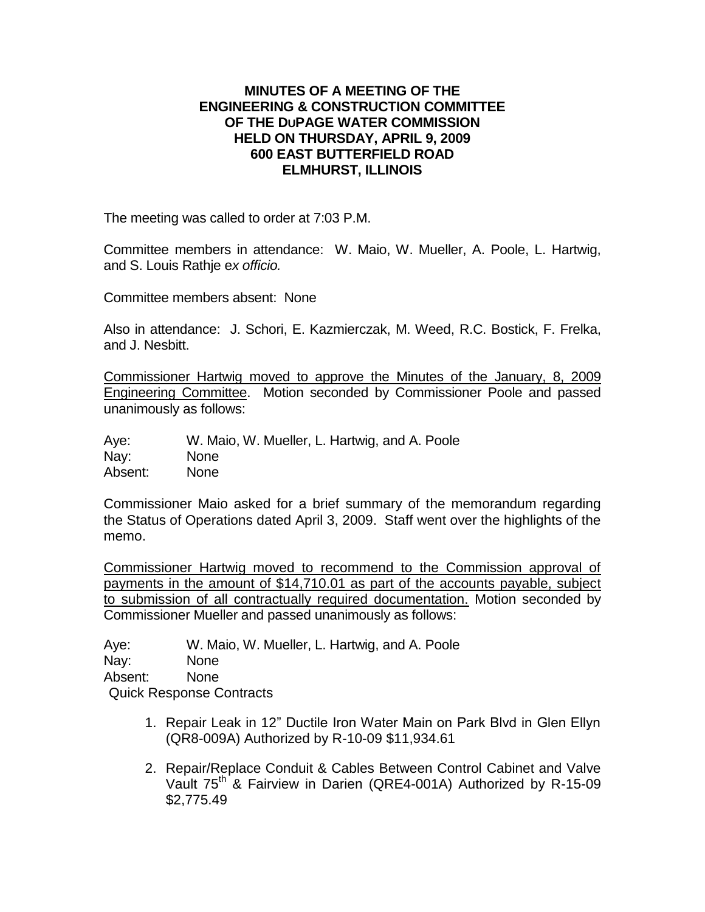**MINUTES OF A MEETING OF THE ENGINEERING & CONSTRUCTION COMMITTEE OF THE DuPAGE WATER COMMISSION HELD ON THURSDAY, APRIL 9, 2009 600 EAST BUTTERFIELD ROAD ELMHURST, ILLINOIS**

The meeting was called to order at 7:03 P.M.

Committee members in attendance: W. Maio, W. Mueller, A. Poole, L. Hartwig, and S. Louis Rathje e*x officio.*

Committee members absent: None

Also in attendance: J. Schori, E. Kazmierczak, M. Weed, R.C. Bostick, F. Frelka, and J. Nesbitt.

<u>Commissioner Hartwig moved to approve the Minutes of the January, 8, 2009 Engineering Committee</u>. Motion seconded by Commissioner Poole and passed unanimously as follows:

Aye: W. Maio, W. Mueller, L. Hartwig, and A. Poole
Nay: None
Absent: None

Commissioner Maio asked for a brief summary of the memorandum regarding the Status of Operations dated April 3, 2009. Staff went over the highlights of the memo.

<u>Commissioner Hartwig moved to recommend to the Commission approval of payments in the amount of $14,710.01 as part of the accounts payable, subject to submission of all contractually required documentation.</u> Motion seconded by Commissioner Mueller and passed unanimously as follows:

Aye: W. Maio, W. Mueller, L. Hartwig, and A. Poole
Nay: None
Absent: None

Quick Response Contracts

1. Repair Leak in 12" Ductile Iron Water Main on Park Blvd in Glen Ellyn (QR8-009A) Authorized by R-10-09 $11,934.61
2. Repair/Replace Conduit & Cables Between Control Cabinet and Valve Vault 75th & Fairview in Darien (QRE4-001A) Authorized by R-15-09 $2,775.49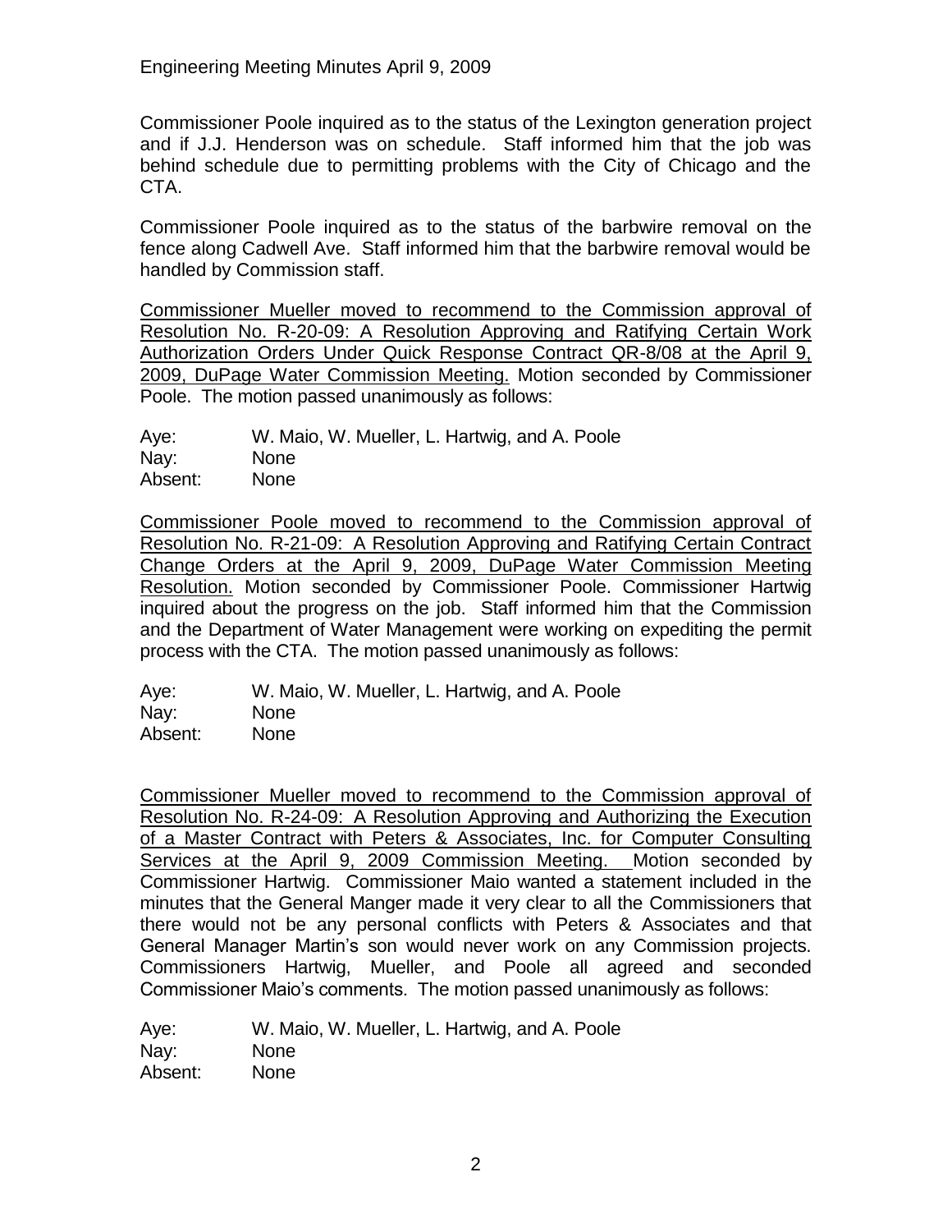Commissioner Poole inquired as to the status of the Lexington generation project and if J.J. Henderson was on schedule. Staff informed him that the job was behind schedule due to permitting problems with the City of Chicago and the CTA.

Commissioner Poole inquired as to the status of the barbwire removal on the fence along Cadwell Ave. Staff informed him that the barbwire removal would be handled by Commission staff.

Commissioner Mueller moved to recommend to the Commission approval of Resolution No. R-20-09: A Resolution Approving and Ratifying Certain Work Authorization Orders Under Quick Response Contract QR-8/08 at the April 9, 2009, DuPage Water Commission Meeting. Motion seconded by Commissioner Poole. The motion passed unanimously as follows:

Aye: W. Maio, W. Mueller, L. Hartwig, and A. Poole
Nay: None
Absent: None

Commissioner Poole moved to recommend to the Commission approval of Resolution No. R-21-09: A Resolution Approving and Ratifying Certain Contract Change Orders at the April 9, 2009, DuPage Water Commission Meeting Resolution. Motion seconded by Commissioner Poole. Commissioner Hartwig inquired about the progress on the job. Staff informed him that the Commission and the Department of Water Management were working on expediting the permit process with the CTA. The motion passed unanimously as follows:

Aye: W. Maio, W. Mueller, L. Hartwig, and A. Poole
Nay: None
Absent: None

Commissioner Mueller moved to recommend to the Commission approval of Resolution No. R-24-09: A Resolution Approving and Authorizing the Execution of a Master Contract with Peters & Associates, Inc. for Computer Consulting Services at the April 9, 2009 Commission Meeting. Motion seconded by Commissioner Hartwig. Commissioner Maio wanted a statement included in the minutes that the General Manger made it very clear to all the Commissioners that there would not be any personal conflicts with Peters & Associates and that General Manager Martin's son would never work on any Commission projects. Commissioners Hartwig, Mueller, and Poole all agreed and seconded Commissioner Maio's comments. The motion passed unanimously as follows:

Aye: W. Maio, W. Mueller, L. Hartwig, and A. Poole
Nay: None
Absent: None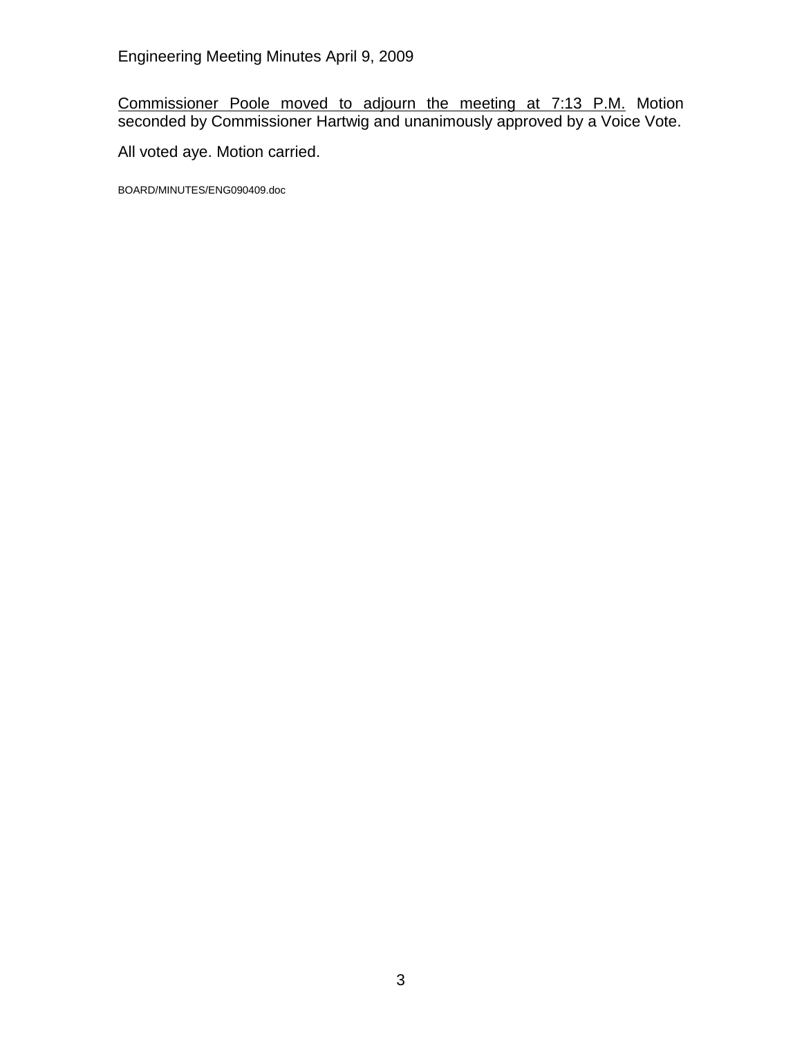Commissioner Poole moved to adjourn the meeting at 7:13 P.M. Motion seconded by Commissioner Hartwig and unanimously approved by a Voice Vote.

All voted aye. Motion carried.

BOARD/MINUTES/ENG090409.doc